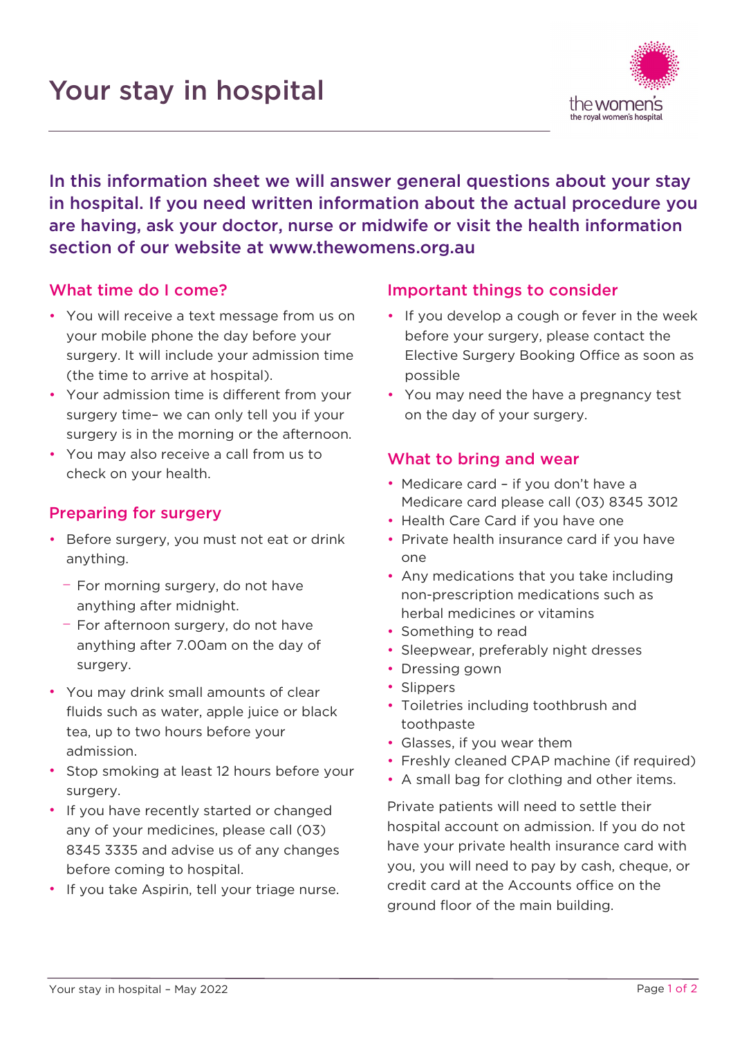# Your stay in hospital

**In this information sheet we will answer general questions about your stay in hospital. If you need written information about the actual procedure you are having, ask your doctor, nurse or midwife or visit the health information section of our website at www.thewomens.org.au**

## What time do I come?

- You will receive a text message from us on your mobile phone the day before your surgery. It will include your admission time (the time to arrive at hospital).
- Your admission time is different from your surgery time– we can only tell you if your surgery is in the morning or the afternoon.
- You may also receive a call from us to check on your health.

## Preparing for surgery

- Before surgery, you must not eat or drink anything.
  - For morning surgery, do not have anything after midnight.
  - For afternoon surgery, do not have anything after 7.00am on the day of surgery.
- You may drink small amounts of clear fluids such as water, apple juice or black tea, up to two hours before your admission.
- Stop smoking at least 12 hours before your surgery.
- If you have recently started or changed any of your medicines, please call (03) 8345 3335 and advise us of any changes before coming to hospital.
- If you take Aspirin, tell your triage nurse.

## Important things to consider

- If you develop a cough or fever in the week before your surgery, please contact the Elective Surgery Booking Office as soon as possible
- You may need the have a pregnancy test on the day of your surgery.

## What to bring and wear

- Medicare card – if you don't have a Medicare card please call (03) 8345 3012
- Health Care Card if you have one
- Private health insurance card if you have one
- Any medications that you take including non-prescription medications such as herbal medicines or vitamins
- Something to read
- Sleepwear, preferably night dresses
- Dressing gown
- Slippers
- Toiletries including toothbrush and toothpaste
- Glasses, if you wear them
- Freshly cleaned CPAP machine (if required)
- A small bag for clothing and other items.

Private patients will need to settle their hospital account on admission. If you do not have your private health insurance card with you, you will need to pay by cash, cheque, or credit card at the Accounts office on the ground floor of the main building.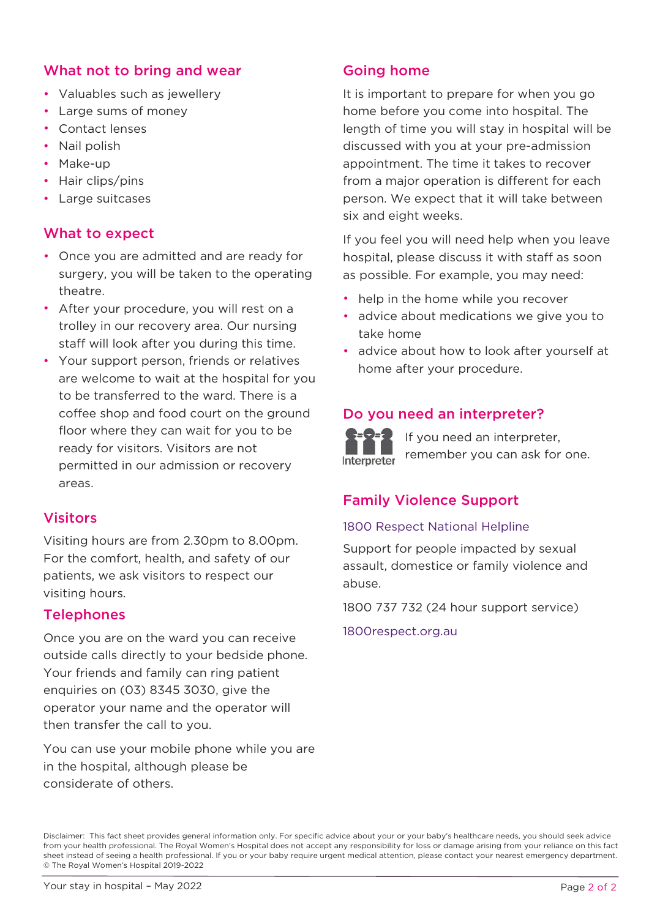## What not to bring and wear

- Valuables such as jewellery
- Large sums of money
- Contact lenses
- Nail polish
- Make-up
- Hair clips/pins
- Large suitcases

## What to expect

- Once you are admitted and are ready for surgery, you will be taken to the operating theatre.
- After your procedure, you will rest on a trolley in our recovery area. Our nursing staff will look after you during this time.
- Your support person, friends or relatives are welcome to wait at the hospital for you to be transferred to the ward. There is a coffee shop and food court on the ground floor where they can wait for you to be ready for visitors. Visitors are not permitted in our admission or recovery areas.

## Visitors

Visiting hours are from 2.30pm to 8.00pm. For the comfort, health, and safety of our patients, we ask visitors to respect our visiting hours.

## Telephones

Once you are on the ward you can receive outside calls directly to your bedside phone. Your friends and family can ring patient enquiries on (03) 8345 3030, give the operator your name and the operator will then transfer the call to you.

You can use your mobile phone while you are in the hospital, although please be considerate of others.

## Going home

It is important to prepare for when you go home before you come into hospital. The length of time you will stay in hospital will be discussed with you at your pre-admission appointment. The time it takes to recover from a major operation is different for each person. We expect that it will take between six and eight weeks.

If you feel you will need help when you leave hospital, please discuss it with staff as soon as possible. For example, you may need:

- help in the home while you recover
- advice about medications we give you to take home
- advice about how to look after yourself at home after your procedure.

## Do you need an interpreter?

Interpreter

If you need an interpreter, remember you can ask for one.

## Family Violence Support

1800 Respect National Helpline

Support for people impacted by sexual assault, domestice or family violence and abuse.

1800 737 732 (24 hour support service)

1800respect.org.au

Disclaimer: This fact sheet provides general information only. For specific advice about your or your baby's healthcare needs, you should seek advice from your health professional. The Royal Women's Hospital does not accept any responsibility for loss or damage arising from your reliance on this fact sheet instead of seeing a health professional. If you or your baby require urgent medical attention, please contact your nearest emergency department. © The Royal Women's Hospital 2019-2022

Your stay in hospital – May 2022